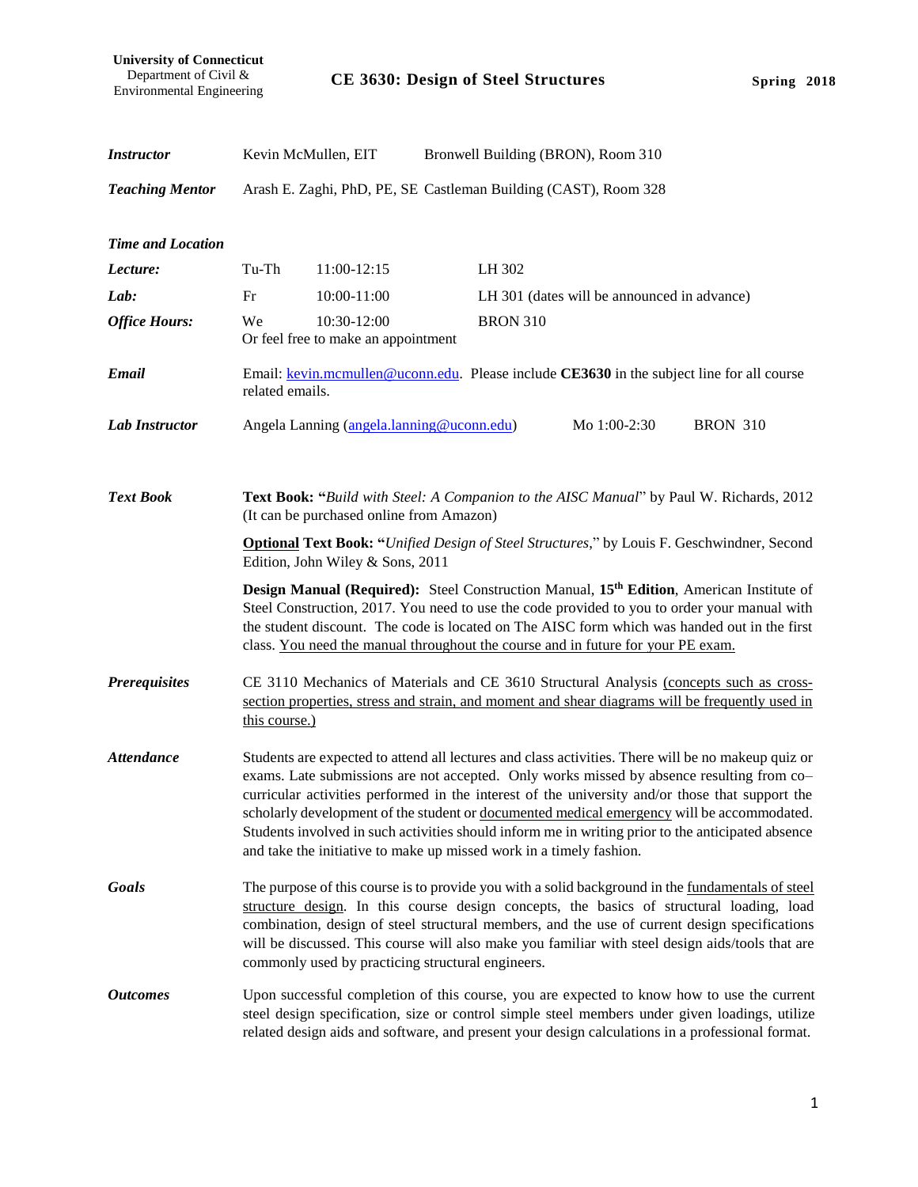**University of Connecticut**
Department of Civil & Environmental Engineering

# CE 3630: Design of Steel Structures

**Spring 2018**

| | | | | |
|---|---|---|---|---|
| ***Instructor*** | Kevin McMullen, EIT | Bronwell Building (BRON), Room 310 | | |
| ***Teaching Mentor*** | Arash E. Zaghi, PhD, PE, SE | Castleman Building (CAST), Room 328 | | |

***Time and Location***

| | | | |
|---|---|---|---|
| ***Lecture:*** | Tu-Th | 11:00-12:15 | LH 302 |
| ***Lab:*** | Fr | 10:00-11:00 | LH 301 (dates will be announced in advance) |
| ***Office Hours:*** | We | 10:30-12:00 | BRON 310 |
| | Or feel free to make an appointment | | |

***Email*** Email: kevin.mcmullen@uconn.edu. Please include **CE3630** in the subject line for all course related emails.

***Lab Instructor*** Angela Lanning (angela.lanning@uconn.edu) Mo 1:00-2:30 BRON 310

***Text Book***

**Text Book: "***Build with Steel: A Companion to the AISC Manual*" by Paul W. Richards, 2012 (It can be purchased online from Amazon)

**Optional Text Book: "***Unified Design of Steel Structures*," by Louis F. Geschwindner, Second Edition, John Wiley & Sons, 2011

**Design Manual (Required):** Steel Construction Manual, **15th Edition**, American Institute of Steel Construction, 2017. You need to use the code provided to you to order your manual with the student discount. The code is located on The AISC form which was handed out in the first class. You need the manual throughout the course and in future for your PE exam.

***Prerequisites*** CE 3110 Mechanics of Materials and CE 3610 Structural Analysis (concepts such as cross-section properties, stress and strain, and moment and shear diagrams will be frequently used in this course.)

***Attendance*** Students are expected to attend all lectures and class activities. There will be no makeup quiz or exams. Late submissions are not accepted. Only works missed by absence resulting from co–curricular activities performed in the interest of the university and/or those that support the scholarly development of the student or documented medical emergency will be accommodated. Students involved in such activities should inform me in writing prior to the anticipated absence and take the initiative to make up missed work in a timely fashion.

***Goals*** The purpose of this course is to provide you with a solid background in the fundamentals of steel structure design. In this course design concepts, the basics of structural loading, load combination, design of steel structural members, and the use of current design specifications will be discussed. This course will also make you familiar with steel design aids/tools that are commonly used by practicing structural engineers.

***Outcomes*** Upon successful completion of this course, you are expected to know how to use the current steel design specification, size or control simple steel members under given loadings, utilize related design aids and software, and present your design calculations in a professional format.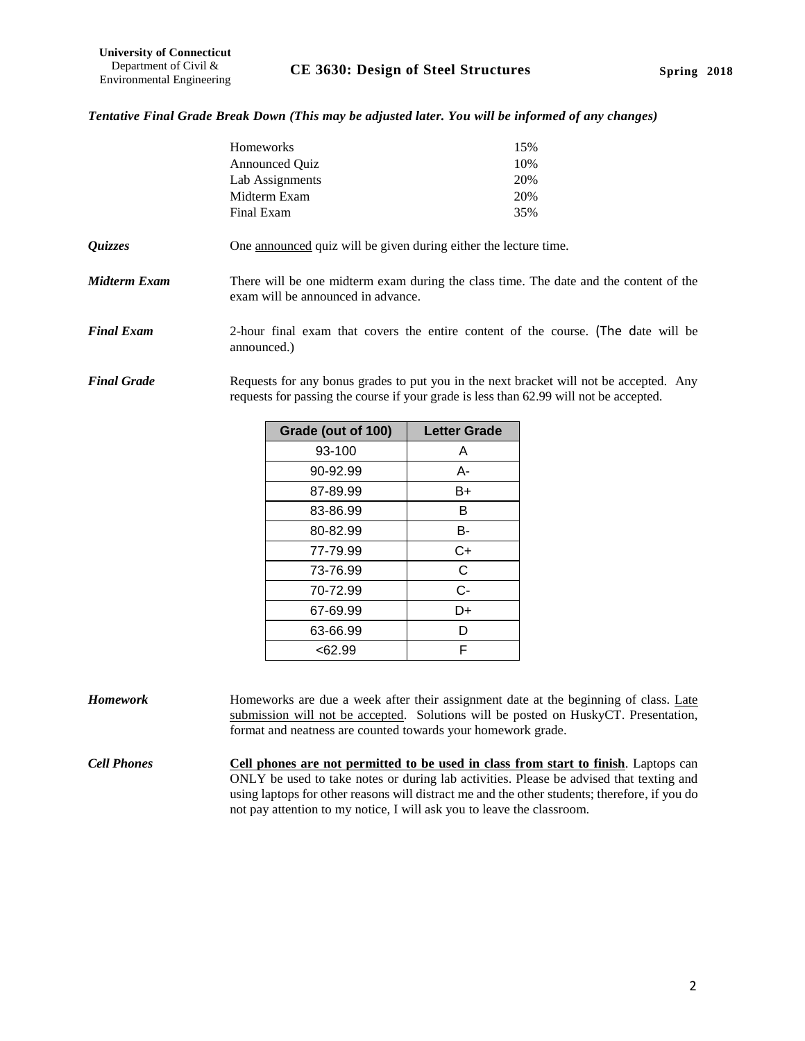***Tentative Final Grade Break Down (This may be adjusted later. You will be informed of any changes)***

| | |
|---|---|
| Homeworks | 15% |
| Announced Quiz | 10% |
| Lab Assignments | 20% |
| Midterm Exam | 20% |
| Final Exam | 35% |

***Quizzes*** One announced quiz will be given during either the lecture time.

***Midterm Exam*** There will be one midterm exam during the class time. The date and the content of the exam will be announced in advance.

***Final Exam*** 2-hour final exam that covers the entire content of the course. (The date will be announced.)

***Final Grade*** Requests for any bonus grades to put you in the next bracket will not be accepted. Any requests for passing the course if your grade is less than 62.99 will not be accepted.

| Grade (out of 100) | Letter Grade |
|---|---|
| 93-100 | A |
| 90-92.99 | A- |
| 87-89.99 | B+ |
| 83-86.99 | B |
| 80-82.99 | B- |
| 77-79.99 | C+ |
| 73-76.99 | C |
| 70-72.99 | C- |
| 67-69.99 | D+ |
| 63-66.99 | D |
| <62.99 | F |

***Homework*** Homeworks are due a week after their assignment date at the beginning of class. Late submission will not be accepted. Solutions will be posted on HuskyCT. Presentation, format and neatness are counted towards your homework grade.

***Cell Phones*** **Cell phones are not permitted to be used in class from start to finish**. Laptops can ONLY be used to take notes or during lab activities. Please be advised that texting and using laptops for other reasons will distract me and the other students; therefore, if you do not pay attention to my notice, I will ask you to leave the classroom.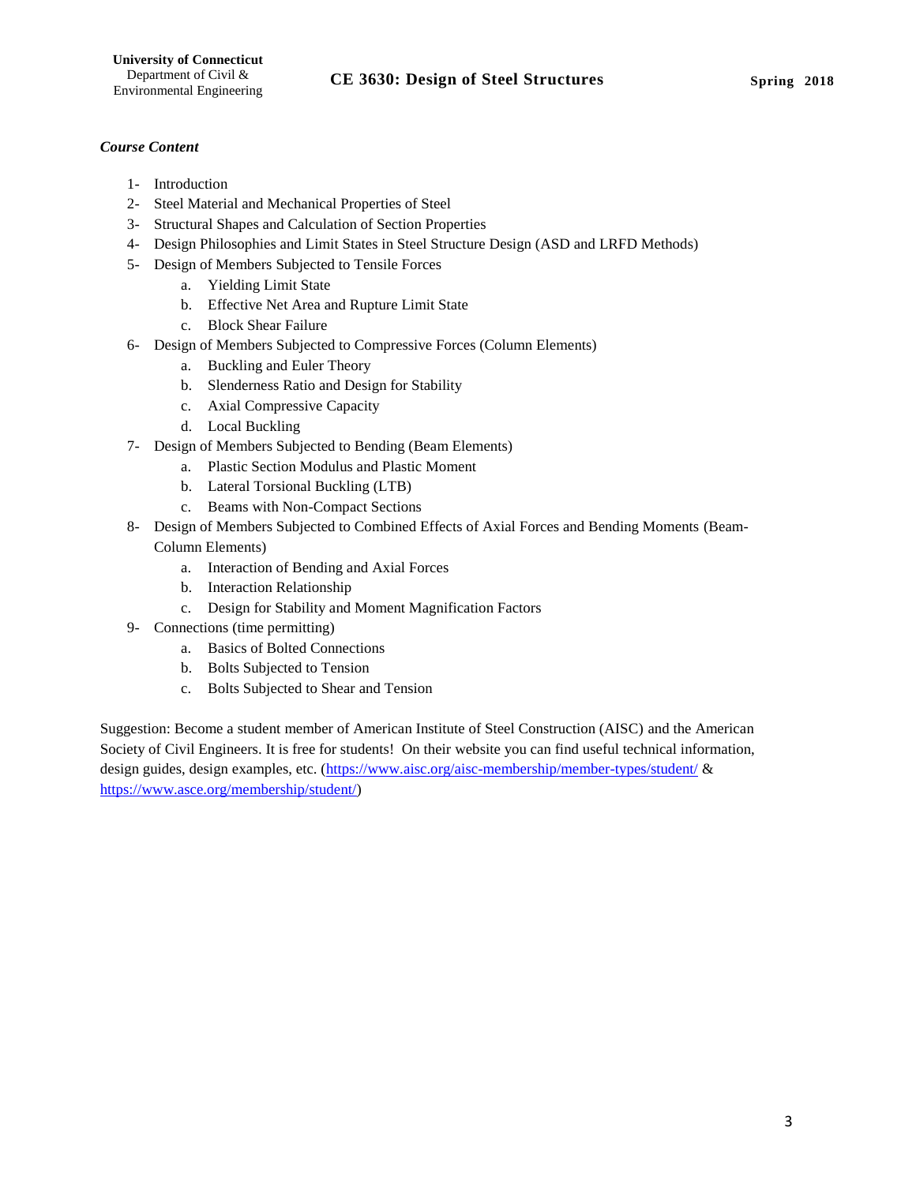***Course Content***

1- Introduction
2- Steel Material and Mechanical Properties of Steel
3- Structural Shapes and Calculation of Section Properties
4- Design Philosophies and Limit States in Steel Structure Design (ASD and LRFD Methods)
5- Design of Members Subjected to Tensile Forces
   a. Yielding Limit State
   b. Effective Net Area and Rupture Limit State
   c. Block Shear Failure
6- Design of Members Subjected to Compressive Forces (Column Elements)
   a. Buckling and Euler Theory
   b. Slenderness Ratio and Design for Stability
   c. Axial Compressive Capacity
   d. Local Buckling
7- Design of Members Subjected to Bending (Beam Elements)
   a. Plastic Section Modulus and Plastic Moment
   b. Lateral Torsional Buckling (LTB)
   c. Beams with Non-Compact Sections
8- Design of Members Subjected to Combined Effects of Axial Forces and Bending Moments (Beam-Column Elements)
   a. Interaction of Bending and Axial Forces
   b. Interaction Relationship
   c. Design for Stability and Moment Magnification Factors
9- Connections (time permitting)
   a. Basics of Bolted Connections
   b. Bolts Subjected to Tension
   c. Bolts Subjected to Shear and Tension

Suggestion: Become a student member of American Institute of Steel Construction (AISC) and the American Society of Civil Engineers. It is free for students! On their website you can find useful technical information, design guides, design examples, etc. (https://www.aisc.org/aisc-membership/member-types/student/ & https://www.asce.org/membership/student/)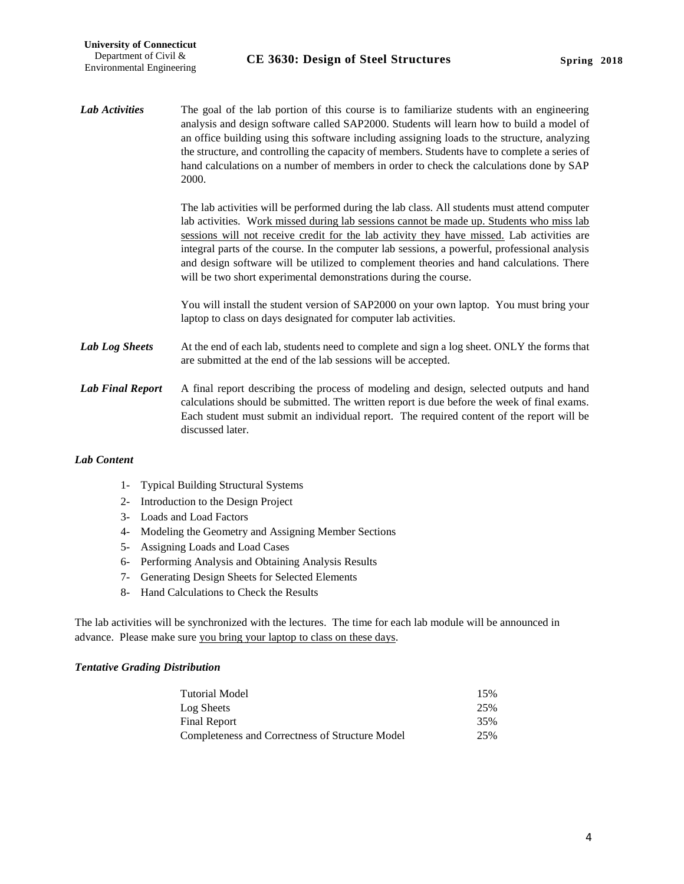***Lab Activities***

The goal of the lab portion of this course is to familiarize students with an engineering analysis and design software called SAP2000. Students will learn how to build a model of an office building using this software including assigning loads to the structure, analyzing the structure, and controlling the capacity of members. Students have to complete a series of hand calculations on a number of members in order to check the calculations done by SAP 2000.

The lab activities will be performed during the lab class. All students must attend computer lab activities. <u>Work missed during lab sessions cannot be made up. Students who miss lab sessions will not receive credit for the lab activity they have missed.</u> Lab activities are integral parts of the course. In the computer lab sessions, a powerful, professional analysis and design software will be utilized to complement theories and hand calculations. There will be two short experimental demonstrations during the course.

You will install the student version of SAP2000 on your own laptop. You must bring your laptop to class on days designated for computer lab activities.

***Lab Log Sheets***

At the end of each lab, students need to complete and sign a log sheet. ONLY the forms that are submitted at the end of the lab sessions will be accepted.

***Lab Final Report***

A final report describing the process of modeling and design, selected outputs and hand calculations should be submitted. The written report is due before the week of final exams. Each student must submit an individual report. The required content of the report will be discussed later.

***Lab Content***

1- Typical Building Structural Systems
2- Introduction to the Design Project
3- Loads and Load Factors
4- Modeling the Geometry and Assigning Member Sections
5- Assigning Loads and Load Cases
6- Performing Analysis and Obtaining Analysis Results
7- Generating Design Sheets for Selected Elements
8- Hand Calculations to Check the Results

The lab activities will be synchronized with the lectures. The time for each lab module will be announced in advance. Please make sure <u>you bring your laptop to class on these days</u>.

***Tentative Grading Distribution***

| | |
|---|---|
| Tutorial Model | 15% |
| Log Sheets | 25% |
| Final Report | 35% |
| Completeness and Correctness of Structure Model | 25% |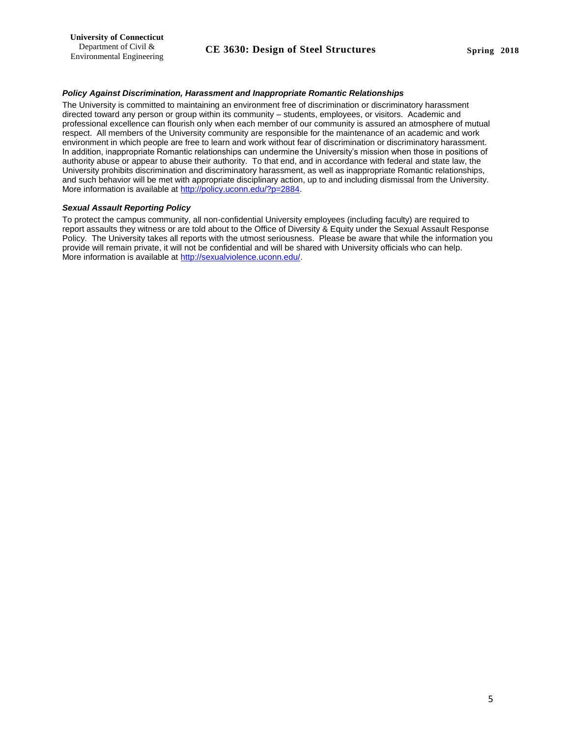### *Policy Against Discrimination, Harassment and Inappropriate Romantic Relationships*

The University is committed to maintaining an environment free of discrimination or discriminatory harassment directed toward any person or group within its community – students, employees, or visitors. Academic and professional excellence can flourish only when each member of our community is assured an atmosphere of mutual respect. All members of the University community are responsible for the maintenance of an academic and work environment in which people are free to learn and work without fear of discrimination or discriminatory harassment. In addition, inappropriate Romantic relationships can undermine the University's mission when those in positions of authority abuse or appear to abuse their authority. To that end, and in accordance with federal and state law, the University prohibits discrimination and discriminatory harassment, as well as inappropriate Romantic relationships, and such behavior will be met with appropriate disciplinary action, up to and including dismissal from the University. More information is available at http://policy.uconn.edu/?p=2884.

### *Sexual Assault Reporting Policy*

To protect the campus community, all non-confidential University employees (including faculty) are required to report assaults they witness or are told about to the Office of Diversity & Equity under the Sexual Assault Response Policy. The University takes all reports with the utmost seriousness. Please be aware that while the information you provide will remain private, it will not be confidential and will be shared with University officials who can help. More information is available at http://sexualviolence.uconn.edu/.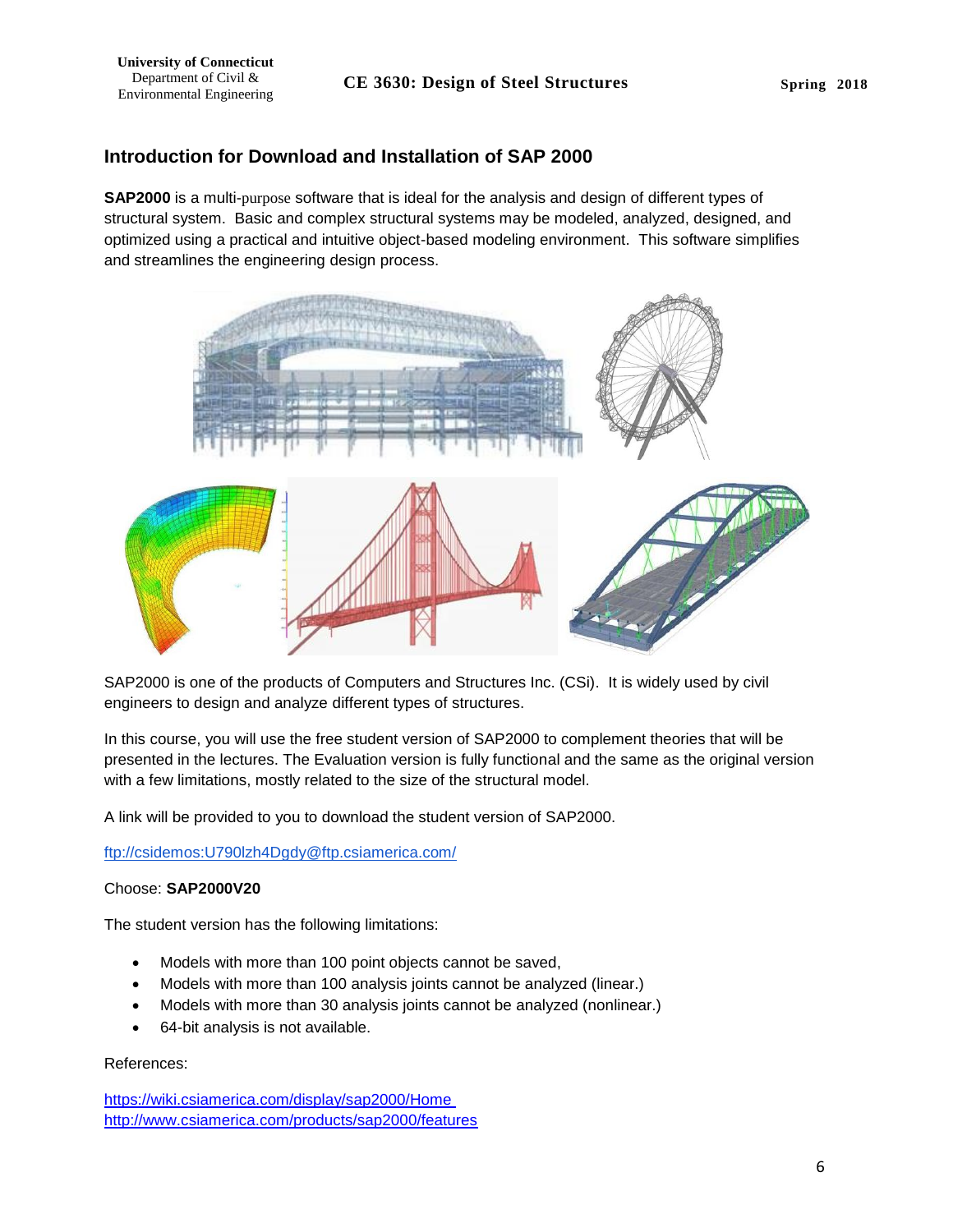## Introduction for Download and Installation of SAP 2000

**SAP2000** is a multi-purpose software that is ideal for the analysis and design of different types of structural system. Basic and complex structural systems may be modeled, analyzed, designed, and optimized using a practical and intuitive object-based modeling environment. This software simplifies and streamlines the engineering design process.

SAP2000 is one of the products of Computers and Structures Inc. (CSi). It is widely used by civil engineers to design and analyze different types of structures.

In this course, you will use the free student version of SAP2000 to complement theories that will be presented in the lectures. The Evaluation version is fully functional and the same as the original version with a few limitations, mostly related to the size of the structural model.

A link will be provided to you to download the student version of SAP2000.

ftp://csidemos:U790lzh4Dgdy@ftp.csiamerica.com/

Choose: **SAP2000V20**

The student version has the following limitations:

- Models with more than 100 point objects cannot be saved,
- Models with more than 100 analysis joints cannot be analyzed (linear.)
- Models with more than 30 analysis joints cannot be analyzed (nonlinear.)
- 64-bit analysis is not available.

References:

https://wiki.csiamerica.com/display/sap2000/Home
http://www.csiamerica.com/products/sap2000/features